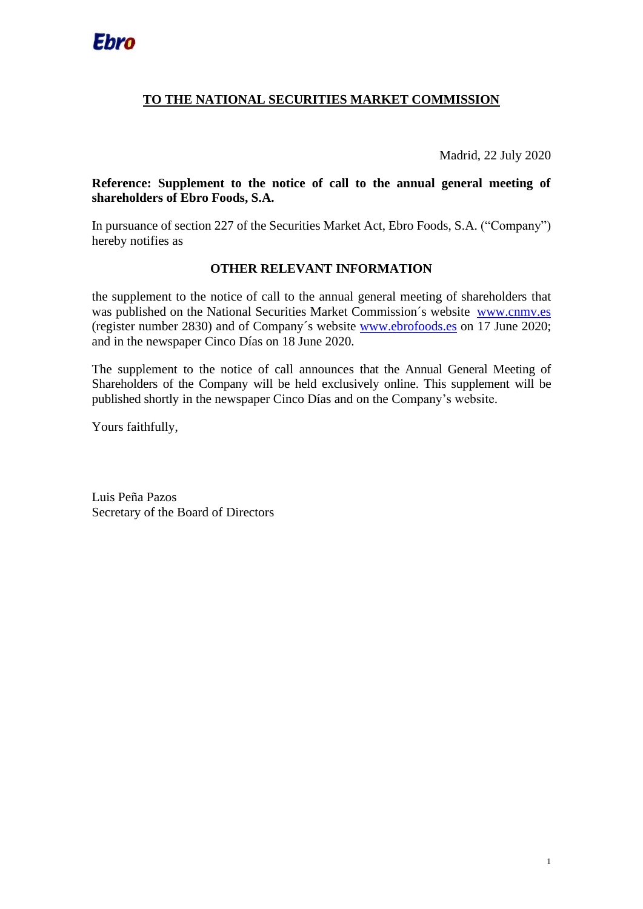Ebro

## TO THE NATIONAL SECURITIES MARKET COMMISSION

Madrid, 22 July 2020

**Reference: Supplement to the notice of call to the annual general meeting of shareholders of Ebro Foods, S.A.**

In pursuance of section 227 of the Securities Market Act, Ebro Foods, S.A. ("Company") hereby notifies as

**OTHER RELEVANT INFORMATION**

the supplement to the notice of call to the annual general meeting of shareholders that was published on the National Securities Market Commission´s website www.cnmv.es (register number 2830) and of Company´s website www.ebrofoods.es on 17 June 2020; and in the newspaper Cinco Días on 18 June 2020.

The supplement to the notice of call announces that the Annual General Meeting of Shareholders of the Company will be held exclusively online. This supplement will be published shortly in the newspaper Cinco Días and on the Company's website.

Yours faithfully,

Luis Peña Pazos
Secretary of the Board of Directors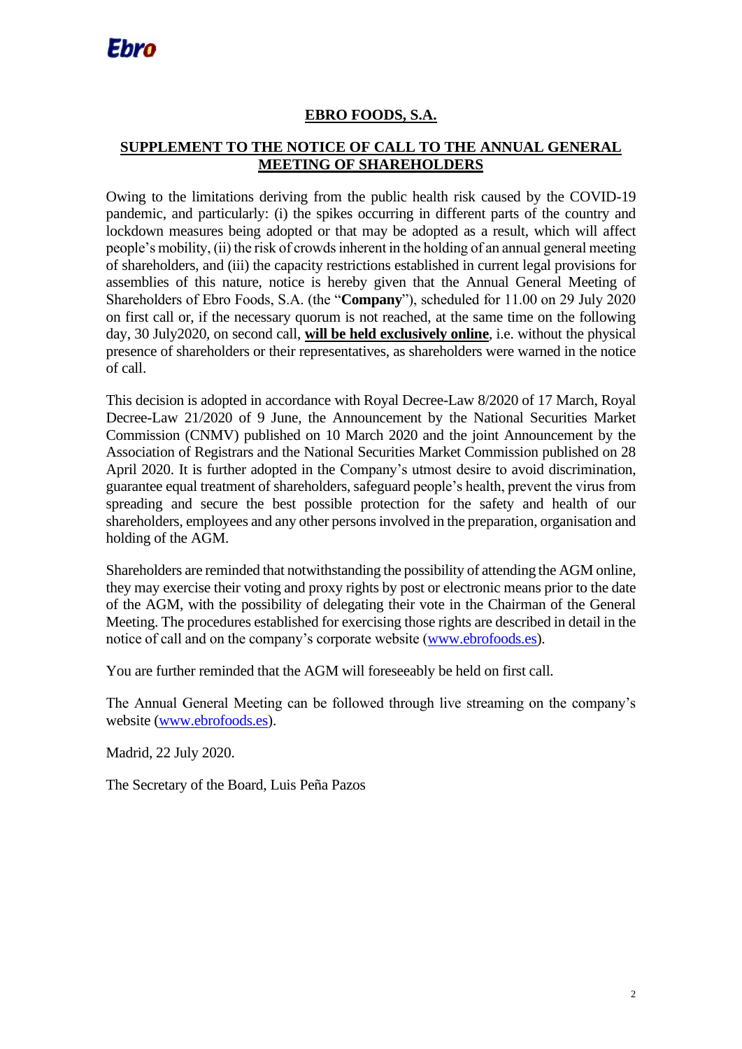Ebro

**EBRO FOODS, S.A.**

**SUPPLEMENT TO THE NOTICE OF CALL TO THE ANNUAL GENERAL MEETING OF SHAREHOLDERS**

Owing to the limitations deriving from the public health risk caused by the COVID-19 pandemic, and particularly: (i) the spikes occurring in different parts of the country and lockdown measures being adopted or that may be adopted as a result, which will affect people's mobility, (ii) the risk of crowds inherent in the holding of an annual general meeting of shareholders, and (iii) the capacity restrictions established in current legal provisions for assemblies of this nature, notice is hereby given that the Annual General Meeting of Shareholders of Ebro Foods, S.A. (the "**Company**"), scheduled for 11.00 on 29 July 2020 on first call or, if the necessary quorum is not reached, at the same time on the following day, 30 July2020, on second call, **will be held exclusively online**, i.e. without the physical presence of shareholders or their representatives, as shareholders were warned in the notice of call.

This decision is adopted in accordance with Royal Decree-Law 8/2020 of 17 March, Royal Decree-Law 21/2020 of 9 June, the Announcement by the National Securities Market Commission (CNMV) published on 10 March 2020 and the joint Announcement by the Association of Registrars and the National Securities Market Commission published on 28 April 2020. It is further adopted in the Company's utmost desire to avoid discrimination, guarantee equal treatment of shareholders, safeguard people's health, prevent the virus from spreading and secure the best possible protection for the safety and health of our shareholders, employees and any other persons involved in the preparation, organisation and holding of the AGM.

Shareholders are reminded that notwithstanding the possibility of attending the AGM online, they may exercise their voting and proxy rights by post or electronic means prior to the date of the AGM, with the possibility of delegating their vote in the Chairman of the General Meeting. The procedures established for exercising those rights are described in detail in the notice of call and on the company's corporate website (www.ebrofoods.es).

You are further reminded that the AGM will foreseeably be held on first call.

The Annual General Meeting can be followed through live streaming on the company's website (www.ebrofoods.es).

Madrid, 22 July 2020.

The Secretary of the Board, Luis Peña Pazos